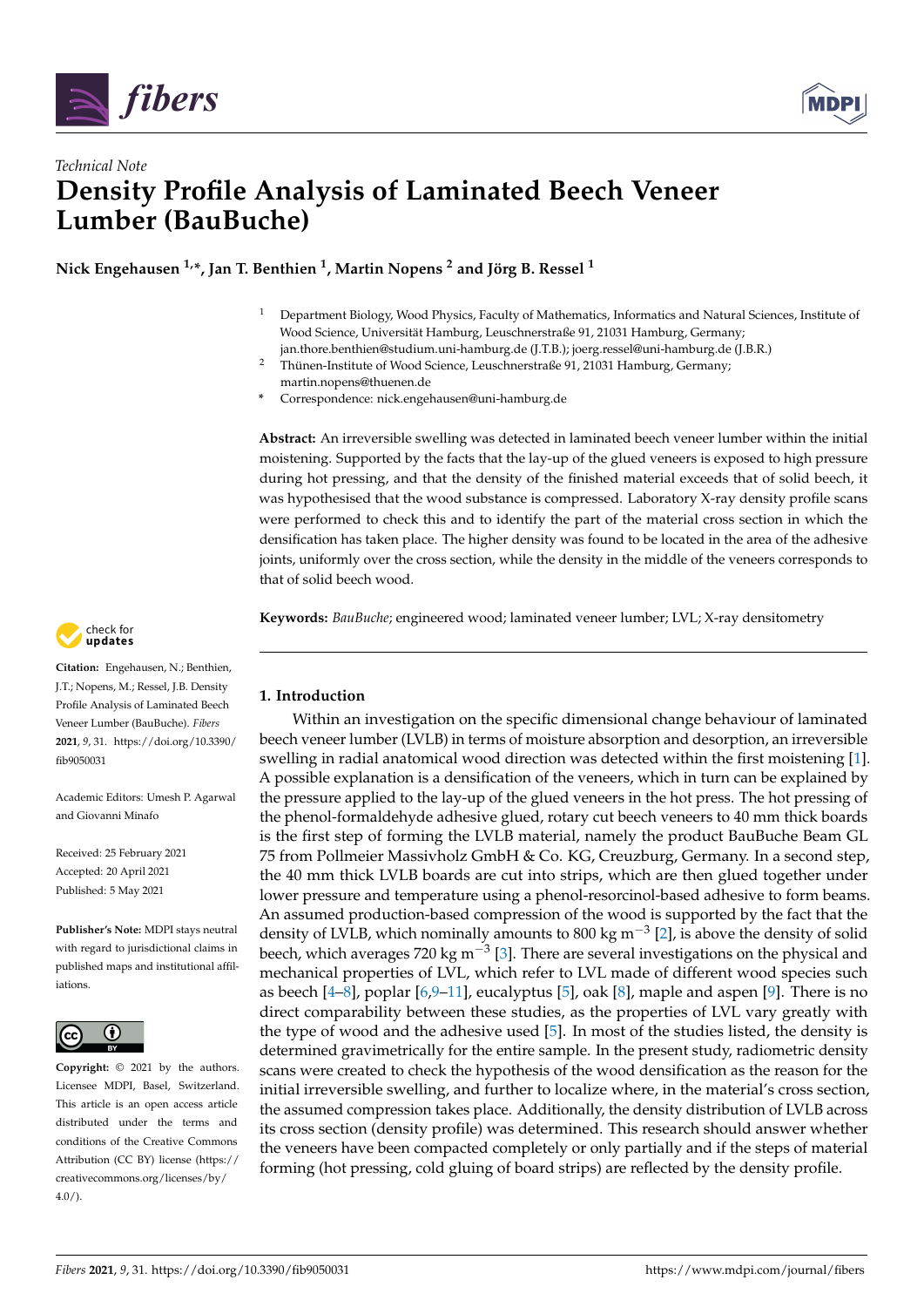*Technical Note*

# Density Profile Analysis of Laminated Beech Veneer Lumber (BauBuche)

**Nick Engehausen [1,*], Jan T. Benthien [1], Martin Nopens [2] and Jörg B. Ressel [1]**

[1] Department Biology, Wood Physics, Faculty of Mathematics, Informatics and Natural Sciences, Institute of Wood Science, Universität Hamburg, Leuschnerstraße 91, 21031 Hamburg, Germany; jan.thore.benthien@studium.uni-hamburg.de (J.T.B.); joerg.ressel@uni-hamburg.de (J.B.R.)

[2] Thünen-Institute of Wood Science, Leuschnerstraße 91, 21031 Hamburg, Germany; martin.nopens@thuenen.de

[*] Correspondence: nick.engehausen@uni-hamburg.de

**Abstract:** An irreversible swelling was detected in laminated beech veneer lumber within the initial moistening. Supported by the facts that the lay-up of the glued veneers is exposed to high pressure during hot pressing, and that the density of the finished material exceeds that of solid beech, it was hypothesised that the wood substance is compressed. Laboratory X-ray density profile scans were performed to check this and to identify the part of the material cross section in which the densification has taken place. The higher density was found to be located in the area of the adhesive joints, uniformly over the cross section, while the density in the middle of the veneers corresponds to that of solid beech wood.

**Keywords:** *BauBuche*; engineered wood; laminated veneer lumber; LVL; X-ray densitometry

**Citation:** Engehausen, N.; Benthien, J.T.; Nopens, M.; Ressel, J.B. Density Profile Analysis of Laminated Beech Veneer Lumber (BauBuche). *Fibers* **2021**, *9*, 31. https://doi.org/10.3390/fib9050031

Academic Editors: Umesh P. Agarwal and Giovanni Minafo

Received: 25 February 2021
Accepted: 20 April 2021
Published: 5 May 2021

**Publisher's Note:** MDPI stays neutral with regard to jurisdictional claims in published maps and institutional affiliations.

**Copyright:** © 2021 by the authors. Licensee MDPI, Basel, Switzerland. This article is an open access article distributed under the terms and conditions of the Creative Commons Attribution (CC BY) license (https://creativecommons.org/licenses/by/4.0/).

## 1. Introduction

Within an investigation on the specific dimensional change behaviour of laminated beech veneer lumber (LVLB) in terms of moisture absorption and desorption, an irreversible swelling in radial anatomical wood direction was detected within the first moistening [1]. A possible explanation is a densification of the veneers, which in turn can be explained by the pressure applied to the lay-up of the glued veneers in the hot press. The hot pressing of the phenol-formaldehyde adhesive glued, rotary cut beech veneers to 40 mm thick boards is the first step of forming the LVLB material, namely the product BauBuche Beam GL 75 from Pollmeier Massivholz GmbH & Co. KG, Creuzburg, Germany. In a second step, the 40 mm thick LVLB boards are cut into strips, which are then glued together under lower pressure and temperature using a phenol-resorcinol-based adhesive to form beams. An assumed production-based compression of the wood is supported by the fact that the density of LVLB, which nominally amounts to 800 kg $m^{-3}$ [2], is above the density of solid beech, which averages 720 kg $m^{-3}$ [3]. There are several investigations on the physical and mechanical properties of LVL, which refer to LVL made of different wood species such as beech [4–8], poplar [6,9–11], eucalyptus [5], oak [8], maple and aspen [9]. There is no direct comparability between these studies, as the properties of LVL vary greatly with the type of wood and the adhesive used [5]. In most of the studies listed, the density is determined gravimetrically for the entire sample. In the present study, radiometric density scans were created to check the hypothesis of the wood densification as the reason for the initial irreversible swelling, and further to localize where, in the material's cross section, the assumed compression takes place. Additionally, the density distribution of LVLB across its cross section (density profile) was determined. This research should answer whether the veneers have been compacted completely or only partially and if the steps of material forming (hot pressing, cold gluing of board strips) are reflected by the density profile.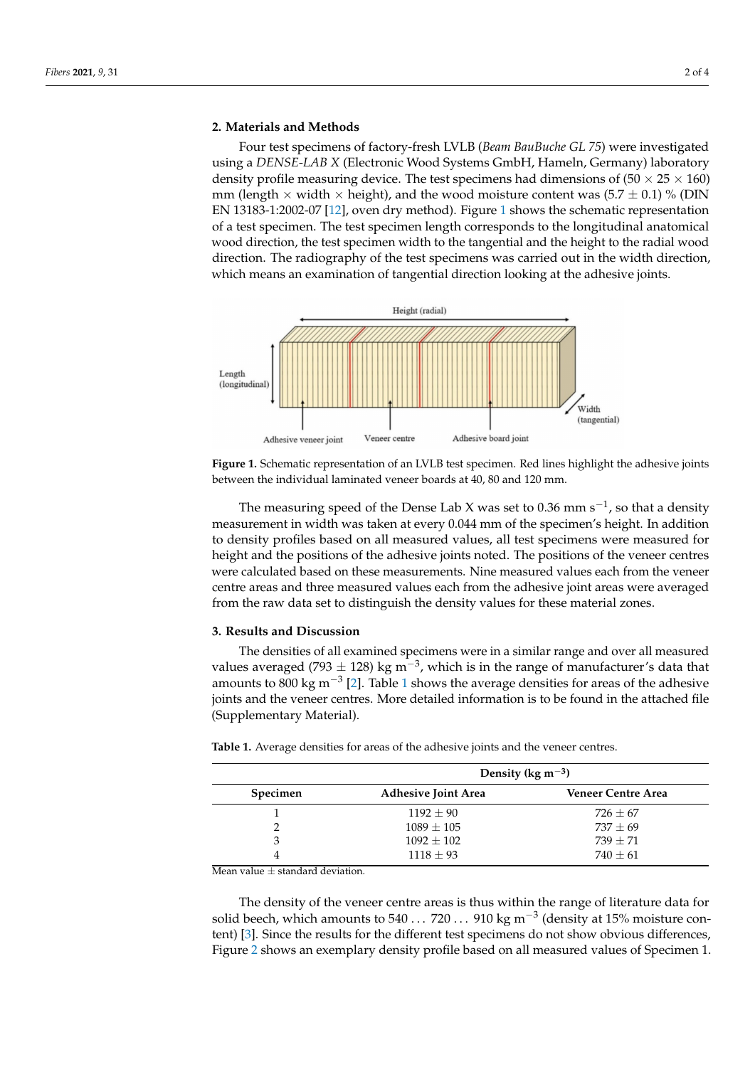## 2. Materials and Methods

Four test specimens of factory-fresh LVLB (*Beam BauBuche GL 75*) were investigated using a *DENSE-LAB X* (Electronic Wood Systems GmbH, Hameln, Germany) laboratory density profile measuring device. The test specimens had dimensions of (50 × 25 × 160) mm (length × width × height), and the wood moisture content was (5.7 ± 0.1) % (DIN EN 13183-1:2002-07 [12], oven dry method). Figure 1 shows the schematic representation of a test specimen. The test specimen length corresponds to the longitudinal anatomical wood direction, the test specimen width to the tangential and the height to the radial wood direction. The radiography of the test specimens was carried out in the width direction, which means an examination of tangential direction looking at the adhesive joints.

**Figure 1.** Schematic representation of an LVLB test specimen. Red lines highlight the adhesive joints between the individual laminated veneer boards at 40, 80 and 120 mm.

The measuring speed of the Dense Lab X was set to 0.36 mm $s^{-1}$, so that a density measurement in width was taken at every 0.044 mm of the specimen's height. In addition to density profiles based on all measured values, all test specimens were measured for height and the positions of the adhesive joints noted. The positions of the veneer centres were calculated based on these measurements. Nine measured values each from the veneer centre areas and three measured values each from the adhesive joint areas were averaged from the raw data set to distinguish the density values for these material zones.

## 3. Results and Discussion

The densities of all examined specimens were in a similar range and over all measured values averaged (793 ± 128) kg $m^{-3}$, which is in the range of manufacturer's data that amounts to 800 kg $m^{-3}$ [2]. Table 1 shows the average densities for areas of the adhesive joints and the veneer centres. More detailed information is to be found in the attached file (Supplementary Material).

**Table 1.** Average densities for areas of the adhesive joints and the veneer centres.

| | Density (kg $m^{-3}$) | |
|---|---|---|
| **Specimen** | **Adhesive Joint Area** | **Veneer Centre Area** |
| 1 | 1192 ± 90 | 726 ± 67 |
| 2 | 1089 ± 105 | 737 ± 69 |
| 3 | 1092 ± 102 | 739 ± 71 |
| 4 | 1118 ± 93 | 740 ± 61 |

Mean value ± standard deviation.

The density of the veneer centre areas is thus within the range of literature data for solid beech, which amounts to 540 ... 720 ... 910 kg $m^{-3}$ (density at 15% moisture content) [3]. Since the results for the different test specimens do not show obvious differences, Figure 2 shows an exemplary density profile based on all measured values of Specimen 1.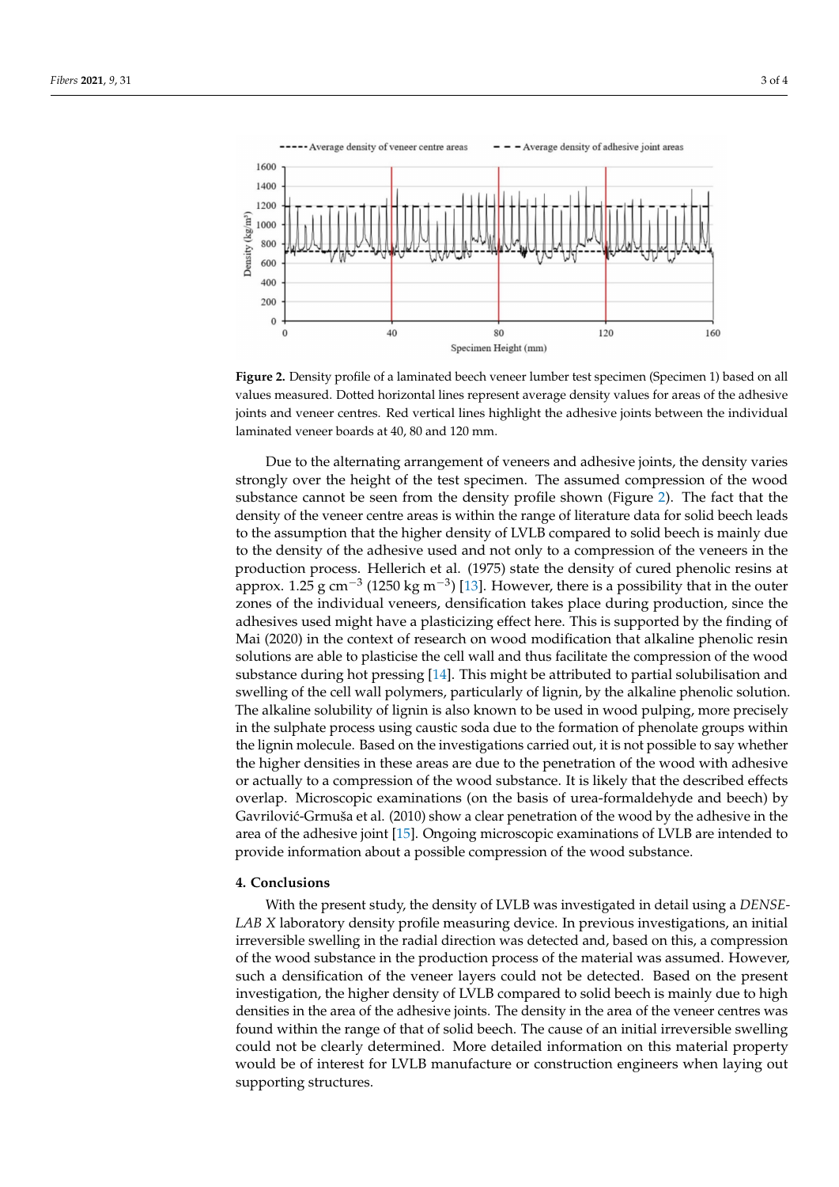**Figure 2.** Density profile of a laminated beech veneer lumber test specimen (Specimen 1) based on all values measured. Dotted horizontal lines represent average density values for areas of the adhesive joints and veneer centres. Red vertical lines highlight the adhesive joints between the individual laminated veneer boards at 40, 80 and 120 mm.

Due to the alternating arrangement of veneers and adhesive joints, the density varies strongly over the height of the test specimen. The assumed compression of the wood substance cannot be seen from the density profile shown (Figure 2). The fact that the density of the veneer centre areas is within the range of literature data for solid beech leads to the assumption that the higher density of LVLB compared to solid beech is mainly due to the density of the adhesive used and not only to a compression of the veneers in the production process. Hellerich et al. (1975) state the density of cured phenolic resins at approx. 1.25 g cm$^{-3}$ (1250 kg m$^{-3}$) [13]. However, there is a possibility that in the outer zones of the individual veneers, densification takes place during production, since the adhesives used might have a plasticizing effect here. This is supported by the finding of Mai (2020) in the context of research on wood modification that alkaline phenolic resin solutions are able to plasticise the cell wall and thus facilitate the compression of the wood substance during hot pressing [14]. This might be attributed to partial solubilisation and swelling of the cell wall polymers, particularly of lignin, by the alkaline phenolic solution. The alkaline solubility of lignin is also known to be used in wood pulping, more precisely in the sulphate process using caustic soda due to the formation of phenolate groups within the lignin molecule. Based on the investigations carried out, it is not possible to say whether the higher densities in these areas are due to the penetration of the wood with adhesive or actually to a compression of the wood substance. It is likely that the described effects overlap. Microscopic examinations (on the basis of urea-formaldehyde and beech) by Gavrilović-Grmuša et al. (2010) show a clear penetration of the wood by the adhesive in the area of the adhesive joint [15]. Ongoing microscopic examinations of LVLB are intended to provide information about a possible compression of the wood substance.

## 4. Conclusions

With the present study, the density of LVLB was investigated in detail using a *DENSE-LAB X* laboratory density profile measuring device. In previous investigations, an initial irreversible swelling in the radial direction was detected and, based on this, a compression of the wood substance in the production process of the material was assumed. However, such a densification of the veneer layers could not be detected. Based on the present investigation, the higher density of LVLB compared to solid beech is mainly due to high densities in the area of the adhesive joints. The density in the area of the veneer centres was found within the range of that of solid beech. The cause of an initial irreversible swelling could not be clearly determined. More detailed information on this material property would be of interest for LVLB manufacture or construction engineers when laying out supporting structures.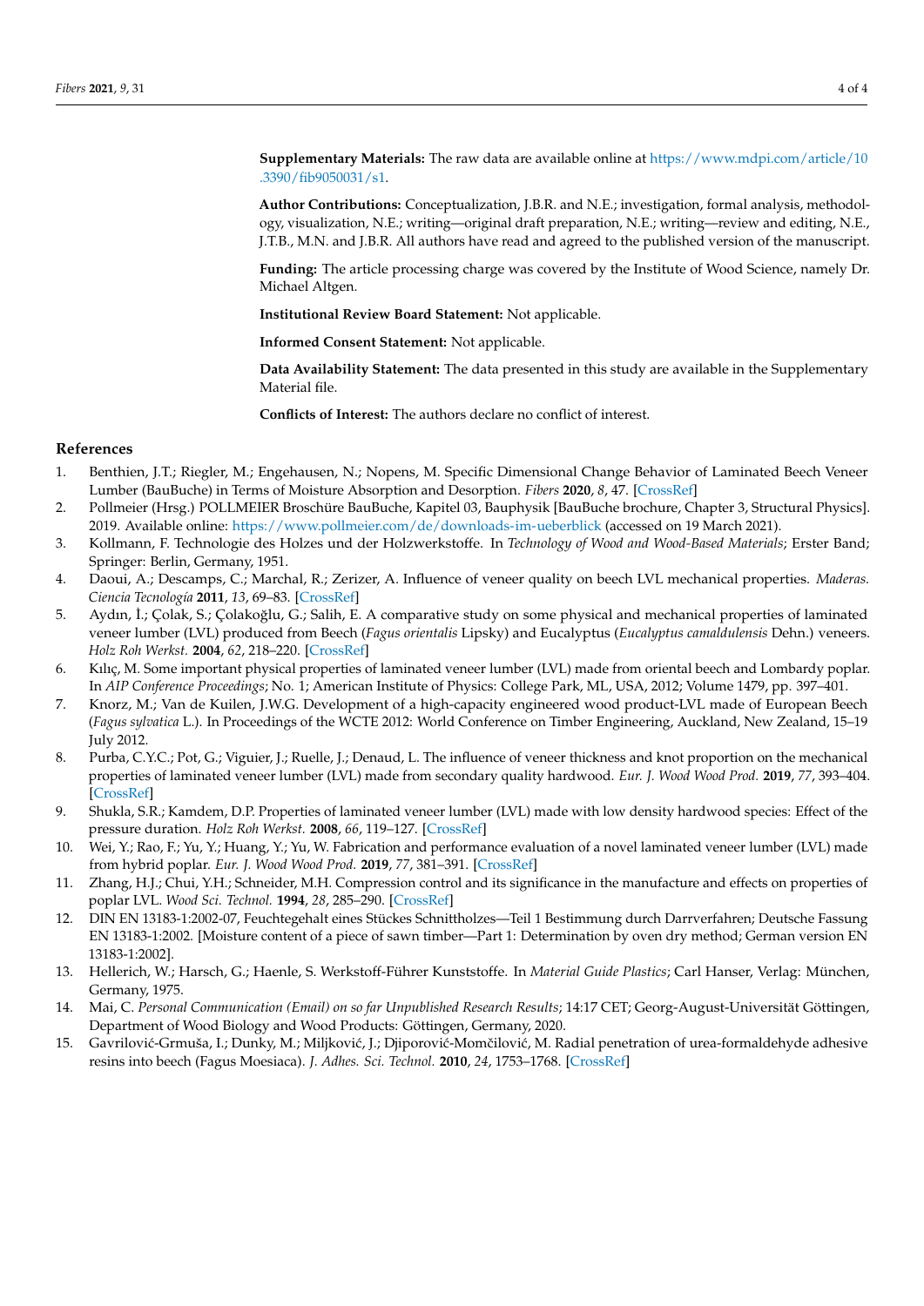**Supplementary Materials:** The raw data are available online at https://www.mdpi.com/article/10.3390/fib9050031/s1.

**Author Contributions:** Conceptualization, J.B.R. and N.E.; investigation, formal analysis, methodology, visualization, N.E.; writing—original draft preparation, N.E.; writing—review and editing, N.E., J.T.B., M.N. and J.B.R. All authors have read and agreed to the published version of the manuscript.

**Funding:** The article processing charge was covered by the Institute of Wood Science, namely Dr. Michael Altgen.

**Institutional Review Board Statement:** Not applicable.

**Informed Consent Statement:** Not applicable.

**Data Availability Statement:** The data presented in this study are available in the Supplementary Material file.

**Conflicts of Interest:** The authors declare no conflict of interest.

## References

1. Benthien, J.T.; Riegler, M.; Engehausen, N.; Nopens, M. Specific Dimensional Change Behavior of Laminated Beech Veneer Lumber (BauBuche) in Terms of Moisture Absorption and Desorption. *Fibers* **2020**, *8*, 47. [CrossRef]
2. Pollmeier (Hrsg.) POLLMEIER Broschüre BauBuche, Kapitel 03, Bauphysik [BauBuche brochure, Chapter 3, Structural Physics]. 2019. Available online: https://www.pollmeier.com/de/downloads-im-ueberblick (accessed on 19 March 2021).
3. Kollmann, F. Technologie des Holzes und der Holzwerkstoffe. In *Technology of Wood and Wood-Based Materials*; Erster Band; Springer: Berlin, Germany, 1951.
4. Daoui, A.; Descamps, C.; Marchal, R.; Zerizer, A. Influence of veneer quality on beech LVL mechanical properties. *Maderas. Ciencia Tecnología* **2011**, *13*, 69–83. [CrossRef]
5. Aydın, İ.; Çolak, S.; Çolakoğlu, G.; Salih, E. A comparative study on some physical and mechanical properties of laminated veneer lumber (LVL) produced from Beech (*Fagus orientalis* Lipsky) and Eucalyptus (*Eucalyptus camaldulensis* Dehn.) veneers. *Holz Roh Werkst.* **2004**, *62*, 218–220. [CrossRef]
6. Kılıç, M. Some important physical properties of laminated veneer lumber (LVL) made from oriental beech and Lombardy poplar. In *AIP Conference Proceedings*; No. 1; American Institute of Physics: College Park, ML, USA, 2012; Volume 1479, pp. 397–401.
7. Knorz, M.; Van de Kuilen, J.W.G. Development of a high-capacity engineered wood product-LVL made of European Beech (*Fagus sylvatica* L.). In Proceedings of the WCTE 2012: World Conference on Timber Engineering, Auckland, New Zealand, 15–19 July 2012.
8. Purba, C.Y.C.; Pot, G.; Viguier, J.; Ruelle, J.; Denaud, L. The influence of veneer thickness and knot proportion on the mechanical properties of laminated veneer lumber (LVL) made from secondary quality hardwood. *Eur. J. Wood Wood Prod.* **2019**, *77*, 393–404. [CrossRef]
9. Shukla, S.R.; Kamdem, D.P. Properties of laminated veneer lumber (LVL) made with low density hardwood species: Effect of the pressure duration. *Holz Roh Werkst.* **2008**, *66*, 119–127. [CrossRef]
10. Wei, Y.; Rao, F.; Yu, Y.; Huang, Y.; Yu, W. Fabrication and performance evaluation of a novel laminated veneer lumber (LVL) made from hybrid poplar. *Eur. J. Wood Wood Prod.* **2019**, *77*, 381–391. [CrossRef]
11. Zhang, H.J.; Chui, Y.H.; Schneider, M.H. Compression control and its significance in the manufacture and effects on properties of poplar LVL. *Wood Sci. Technol.* **1994**, *28*, 285–290. [CrossRef]
12. DIN EN 13183-1:2002-07, Feuchtegehalt eines Stückes Schnittholzes—Teil 1 Bestimmung durch Darrverfahren; Deutsche Fassung EN 13183-1:2002. [Moisture content of a piece of sawn timber—Part 1: Determination by oven dry method; German version EN 13183-1:2002].
13. Hellerich, W.; Harsch, G.; Haenle, S. Werkstoff-Führer Kunststoffe. In *Material Guide Plastics*; Carl Hanser, Verlag: München, Germany, 1975.
14. Mai, C. *Personal Communication (Email) on so far Unpublished Research Results*; 14:17 CET; Georg-August-Universität Göttingen, Department of Wood Biology and Wood Products: Göttingen, Germany, 2020.
15. Gavrilović-Grmuša, I.; Dunky, M.; Miljković, J.; Djiporović-Momčilović, M. Radial penetration of urea-formaldehyde adhesive resins into beech (Fagus Moesiaca). *J. Adhes. Sci. Technol.* **2010**, *24*, 1753–1768. [CrossRef]